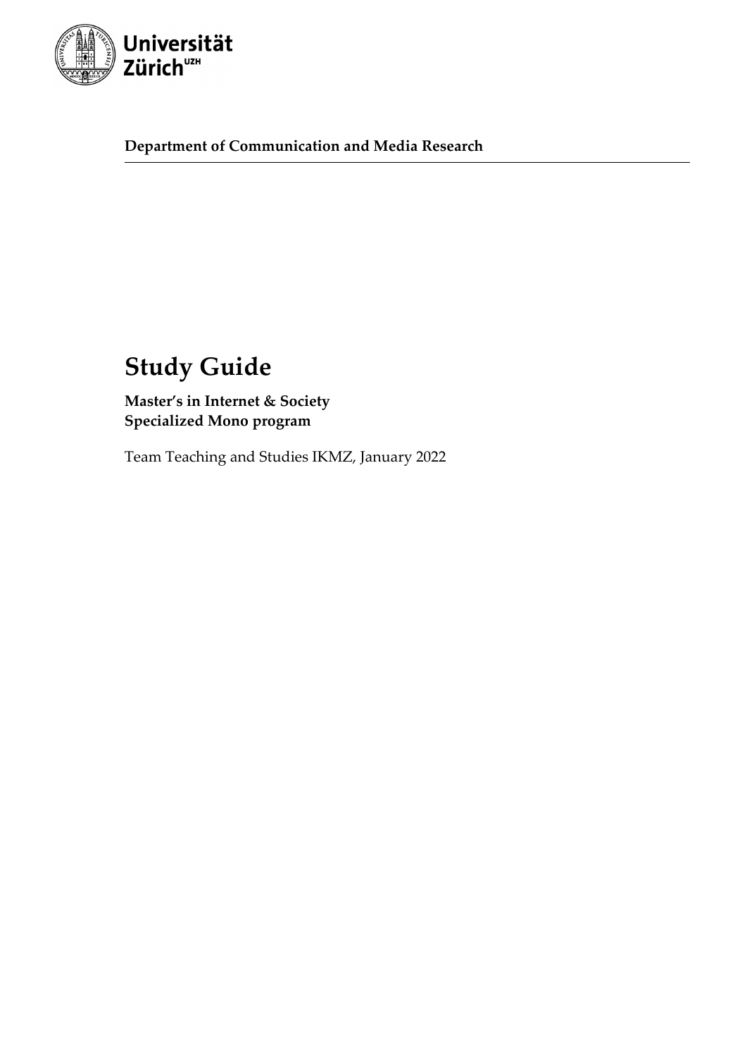Universität Zürich[UZH]

**Department of Communication and Media Research**

# Study Guide

**Master's in Internet & Society**
**Specialized Mono program**

Team Teaching and Studies IKMZ, January 2022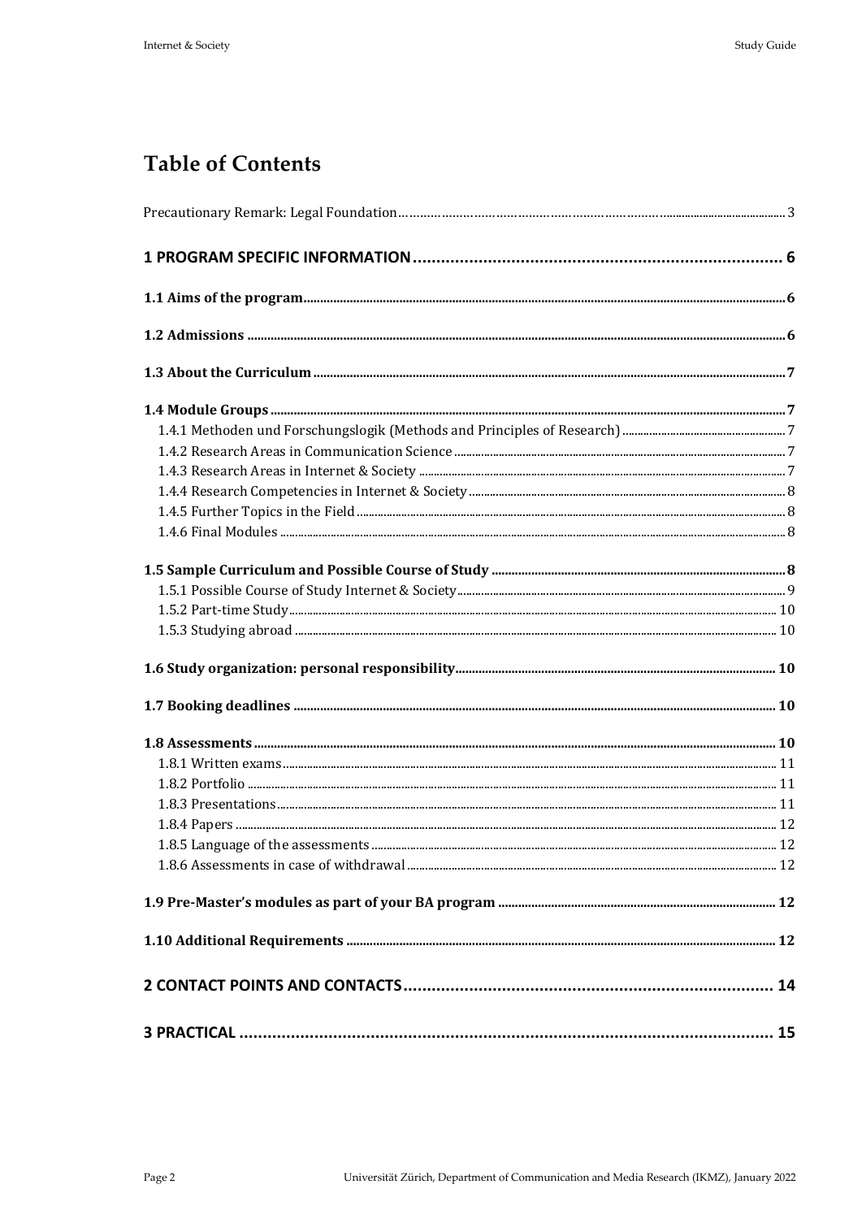# Table of Contents

Precautionary Remark: Legal Foundation ... 3

**1 PROGRAM SPECIFIC INFORMATION ... 6**

**1.1 Aims of the program ... 6**

**1.2 Admissions ... 6**

**1.3 About the Curriculum ... 7**

**1.4 Module Groups ... 7**

- 1.4.1 Methoden und Forschungslogik (Methods and Principles of Research) ... 7
- 1.4.2 Research Areas in Communication Science ... 7
- 1.4.3 Research Areas in Internet & Society ... 7
- 1.4.4 Research Competencies in Internet & Society ... 8
- 1.4.5 Further Topics in the Field ... 8
- 1.4.6 Final Modules ... 8

**1.5 Sample Curriculum and Possible Course of Study ... 8**

- 1.5.1 Possible Course of Study Internet & Society ... 9
- 1.5.2 Part-time Study ... 10
- 1.5.3 Studying abroad ... 10

**1.6 Study organization: personal responsibility ... 10**

**1.7 Booking deadlines ... 10**

**1.8 Assessments ... 10**

- 1.8.1 Written exams ... 11
- 1.8.2 Portfolio ... 11
- 1.8.3 Presentations ... 11
- 1.8.4 Papers ... 12
- 1.8.5 Language of the assessments ... 12
- 1.8.6 Assessments in case of withdrawal ... 12

**1.9 Pre-Master's modules as part of your BA program ... 12**

**1.10 Additional Requirements ... 12**

**2 CONTACT POINTS AND CONTACTS ... 14**

**3 PRACTICAL ... 15**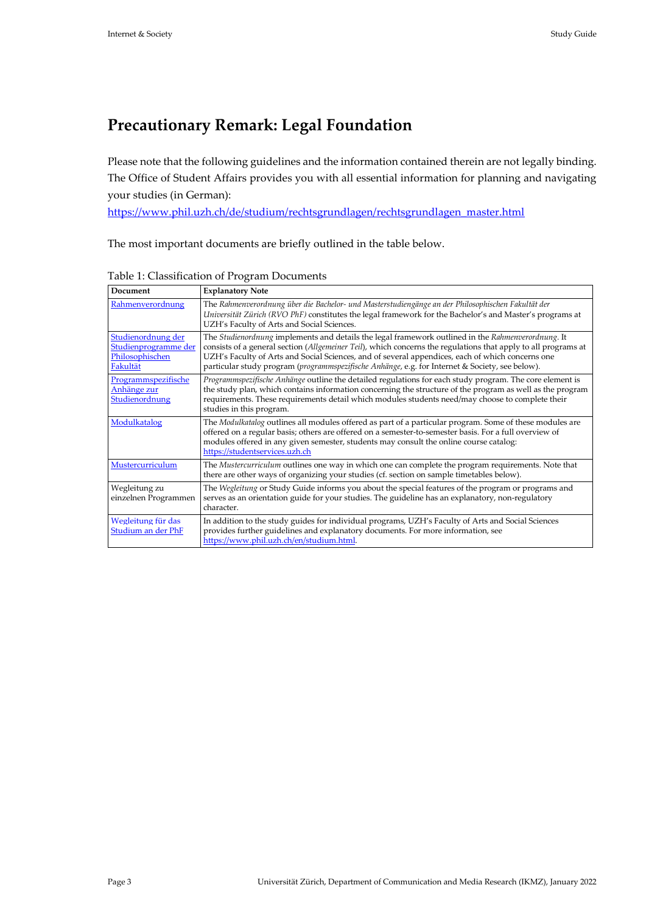# Precautionary Remark: Legal Foundation

Please note that the following guidelines and the information contained therein are not legally binding. The Office of Student Affairs provides you with all essential information for planning and navigating your studies (in German):
https://www.phil.uzh.ch/de/studium/rechtsgrundlagen/rechtsgrundlagen_master.html

The most important documents are briefly outlined in the table below.

Table 1: Classification of Program Documents

| Document | Explanatory Note |
| --- | --- |
| Rahmenverordnung | The *Rahmenverordnung über die Bachelor- und Masterstudiengänge an der Philosophischen Fakultät der Universität Zürich (RVO PhF)* constitutes the legal framework for the Bachelor's and Master's programs at UZH's Faculty of Arts and Social Sciences. |
| Studienordnung der Studienprogramme der Philosophischen Fakultät | The *Studienordnung* implements and details the legal framework outlined in the *Rahmenverordnung*. It consists of a general section (*Allgemeiner Teil*), which concerns the regulations that apply to all programs at UZH's Faculty of Arts and Social Sciences, and of several appendices, each of which concerns one particular study program (*programmspezifische Anhänge*, e.g. for Internet & Society, see below). |
| Programmspezifische Anhänge zur Studienordnung | *Programmspezifische Anhänge* outline the detailed regulations for each study program. The core element is the study plan, which contains information concerning the structure of the program as well as the program requirements. These requirements detail which modules students need/may choose to complete their studies in this program. |
| Modulkatalog | The *Modulkatalog* outlines all modules offered as part of a particular program. Some of these modules are offered on a regular basis; others are offered on a semester-to-semester basis. For a full overview of modules offered in any given semester, students may consult the online course catalog: https://studentservices.uzh.ch |
| Mustercurriculum | The *Mustercurriculum* outlines one way in which one can complete the program requirements. Note that there are other ways of organizing your studies (cf. section on sample timetables below). |
| Wegleitung zu einzelnen Programmen | The *Wegleitung* or Study Guide informs you about the special features of the program or programs and serves as an orientation guide for your studies. The guideline has an explanatory, non-regulatory character. |
| Wegleitung für das Studium an der PhF | In addition to the study guides for individual programs, UZH's Faculty of Arts and Social Sciences provides further guidelines and explanatory documents. For more information, see https://www.phil.uzh.ch/en/studium.html. |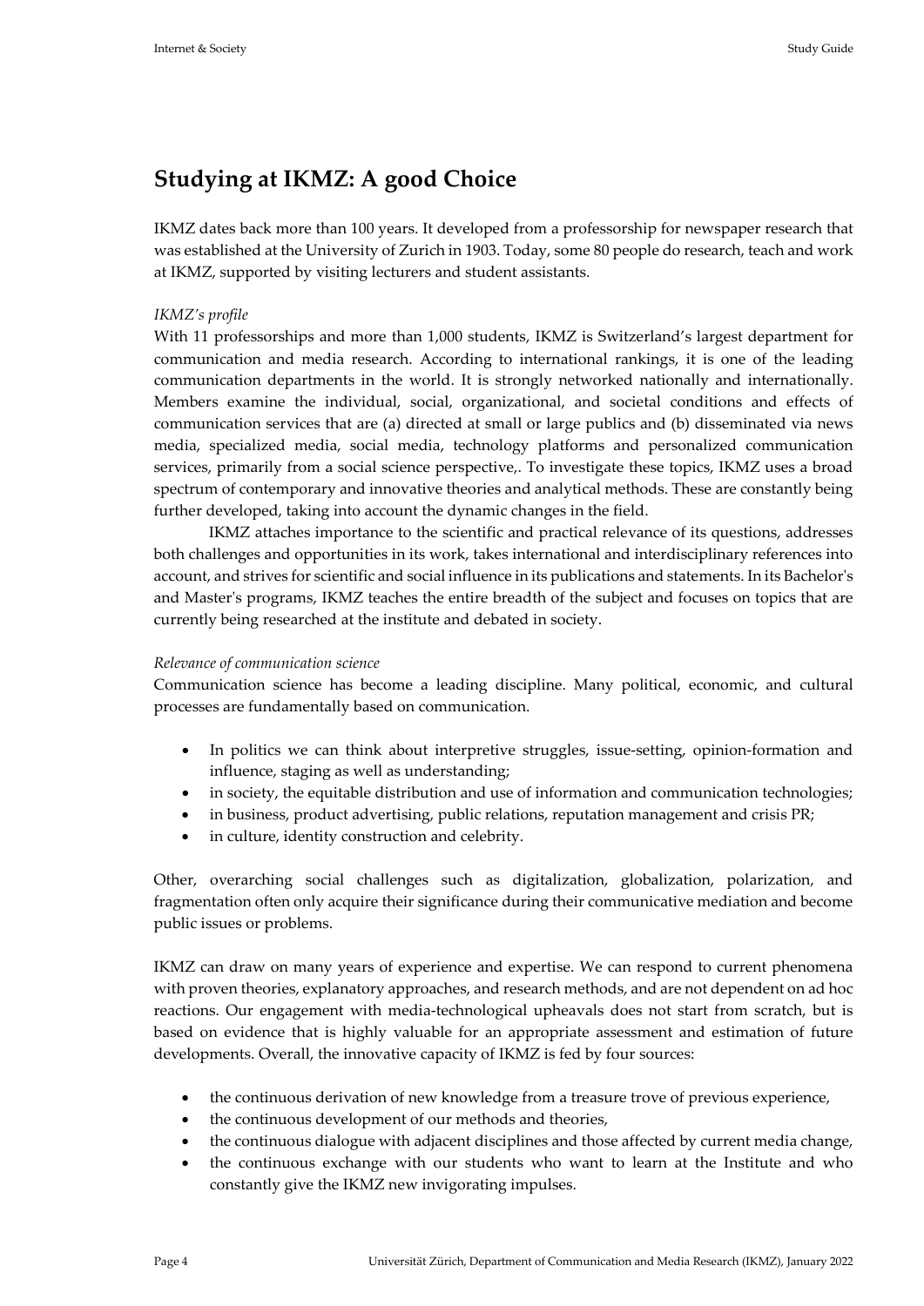# Studying at IKMZ: A good Choice

IKMZ dates back more than 100 years. It developed from a professorship for newspaper research that was established at the University of Zurich in 1903. Today, some 80 people do research, teach and work at IKMZ, supported by visiting lecturers and student assistants.

*IKMZ's profile*

With 11 professorships and more than 1,000 students, IKMZ is Switzerland's largest department for communication and media research. According to international rankings, it is one of the leading communication departments in the world. It is strongly networked nationally and internationally. Members examine the individual, social, organizational, and societal conditions and effects of communication services that are (a) directed at small or large publics and (b) disseminated via news media, specialized media, social media, technology platforms and personalized communication services, primarily from a social science perspective,. To investigate these topics, IKMZ uses a broad spectrum of contemporary and innovative theories and analytical methods. These are constantly being further developed, taking into account the dynamic changes in the field.

IKMZ attaches importance to the scientific and practical relevance of its questions, addresses both challenges and opportunities in its work, takes international and interdisciplinary references into account, and strives for scientific and social influence in its publications and statements. In its Bachelor's and Master's programs, IKMZ teaches the entire breadth of the subject and focuses on topics that are currently being researched at the institute and debated in society.

*Relevance of communication science*

Communication science has become a leading discipline. Many political, economic, and cultural processes are fundamentally based on communication.

- In politics we can think about interpretive struggles, issue-setting, opinion-formation and influence, staging as well as understanding;
- in society, the equitable distribution and use of information and communication technologies;
- in business, product advertising, public relations, reputation management and crisis PR;
- in culture, identity construction and celebrity.

Other, overarching social challenges such as digitalization, globalization, polarization, and fragmentation often only acquire their significance during their communicative mediation and become public issues or problems.

IKMZ can draw on many years of experience and expertise. We can respond to current phenomena with proven theories, explanatory approaches, and research methods, and are not dependent on ad hoc reactions. Our engagement with media-technological upheavals does not start from scratch, but is based on evidence that is highly valuable for an appropriate assessment and estimation of future developments. Overall, the innovative capacity of IKMZ is fed by four sources:

- the continuous derivation of new knowledge from a treasure trove of previous experience,
- the continuous development of our methods and theories,
- the continuous dialogue with adjacent disciplines and those affected by current media change,
- the continuous exchange with our students who want to learn at the Institute and who constantly give the IKMZ new invigorating impulses.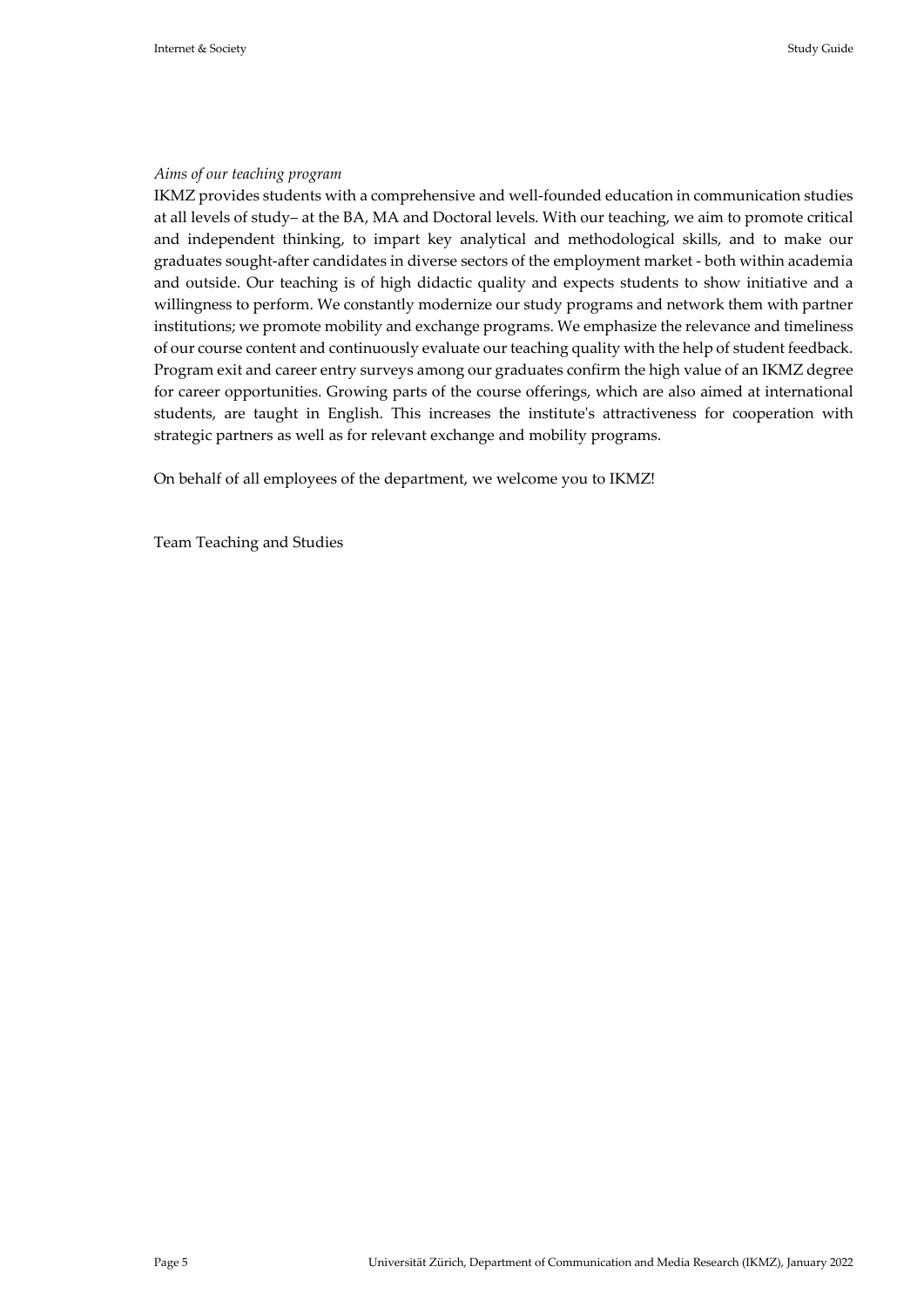*Aims of our teaching program*

IKMZ provides students with a comprehensive and well-founded education in communication studies at all levels of study– at the BA, MA and Doctoral levels. With our teaching, we aim to promote critical and independent thinking, to impart key analytical and methodological skills, and to make our graduates sought-after candidates in diverse sectors of the employment market - both within academia and outside. Our teaching is of high didactic quality and expects students to show initiative and a willingness to perform. We constantly modernize our study programs and network them with partner institutions; we promote mobility and exchange programs. We emphasize the relevance and timeliness of our course content and continuously evaluate our teaching quality with the help of student feedback. Program exit and career entry surveys among our graduates confirm the high value of an IKMZ degree for career opportunities. Growing parts of the course offerings, which are also aimed at international students, are taught in English. This increases the institute's attractiveness for cooperation with strategic partners as well as for relevant exchange and mobility programs.

On behalf of all employees of the department, we welcome you to IKMZ!

Team Teaching and Studies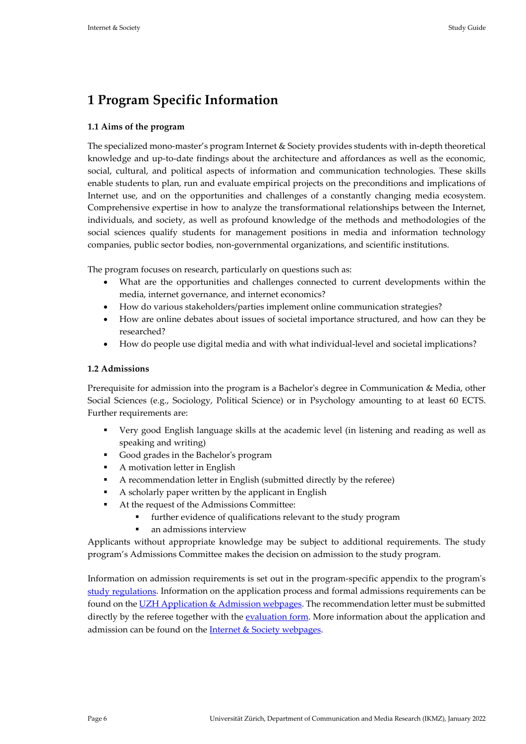# 1 Program Specific Information

### 1.1 Aims of the program

The specialized mono-master's program Internet & Society provides students with in-depth theoretical knowledge and up-to-date findings about the architecture and affordances as well as the economic, social, cultural, and political aspects of information and communication technologies. These skills enable students to plan, run and evaluate empirical projects on the preconditions and implications of Internet use, and on the opportunities and challenges of a constantly changing media ecosystem. Comprehensive expertise in how to analyze the transformational relationships between the Internet, individuals, and society, as well as profound knowledge of the methods and methodologies of the social sciences qualify students for management positions in media and information technology companies, public sector bodies, non-governmental organizations, and scientific institutions.

The program focuses on research, particularly on questions such as:

- What are the opportunities and challenges connected to current developments within the media, internet governance, and internet economics?
- How do various stakeholders/parties implement online communication strategies?
- How are online debates about issues of societal importance structured, and how can they be researched?
- How do people use digital media and with what individual-level and societal implications?

### 1.2 Admissions

Prerequisite for admission into the program is a Bachelor's degree in Communication & Media, other Social Sciences (e.g., Sociology, Political Science) or in Psychology amounting to at least 60 ECTS. Further requirements are:

- Very good English language skills at the academic level (in listening and reading as well as speaking and writing)
- Good grades in the Bachelor's program
- A motivation letter in English
- A recommendation letter in English (submitted directly by the referee)
- A scholarly paper written by the applicant in English
- At the request of the Admissions Committee:
  - further evidence of qualifications relevant to the study program
  - an admissions interview

Applicants without appropriate knowledge may be subject to additional requirements. The study program's Admissions Committee makes the decision on admission to the study program.

Information on admission requirements is set out in the program-specific appendix to the program's study regulations. Information on the application process and formal admissions requirements can be found on the UZH Application & Admission webpages. The recommendation letter must be submitted directly by the referee together with the evaluation form. More information about the application and admission can be found on the Internet & Society webpages.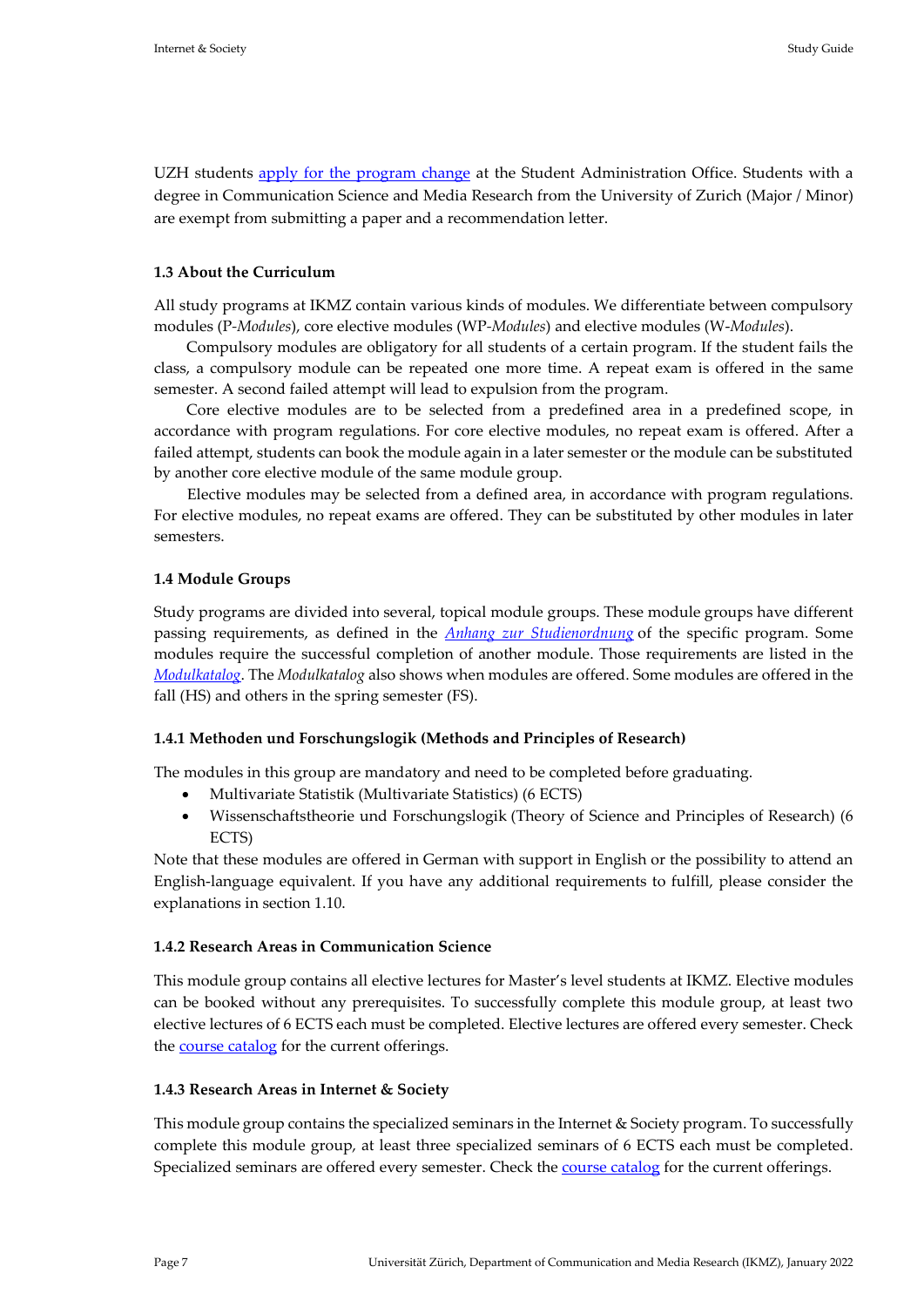UZH students apply for the program change at the Student Administration Office. Students with a degree in Communication Science and Media Research from the University of Zurich (Major / Minor) are exempt from submitting a paper and a recommendation letter.

### 1.3 About the Curriculum

All study programs at IKMZ contain various kinds of modules. We differentiate between compulsory modules (P-*Modules*), core elective modules (WP-*Modules*) and elective modules (W-*Modules*).

Compulsory modules are obligatory for all students of a certain program. If the student fails the class, a compulsory module can be repeated one more time. A repeat exam is offered in the same semester. A second failed attempt will lead to expulsion from the program.

Core elective modules are to be selected from a predefined area in a predefined scope, in accordance with program regulations. For core elective modules, no repeat exam is offered. After a failed attempt, students can book the module again in a later semester or the module can be substituted by another core elective module of the same module group.

Elective modules may be selected from a defined area, in accordance with program regulations. For elective modules, no repeat exams are offered. They can be substituted by other modules in later semesters.

### 1.4 Module Groups

Study programs are divided into several, topical module groups. These module groups have different passing requirements, as defined in the *Anhang zur Studienordnung* of the specific program. Some modules require the successful completion of another module. Those requirements are listed in the *Modulkatalog*. The *Modulkatalog* also shows when modules are offered. Some modules are offered in the fall (HS) and others in the spring semester (FS).

#### 1.4.1 Methoden und Forschungslogik (Methods and Principles of Research)

The modules in this group are mandatory and need to be completed before graduating.

- Multivariate Statistik (Multivariate Statistics) (6 ECTS)
- Wissenschaftstheorie und Forschungslogik (Theory of Science and Principles of Research) (6 ECTS)

Note that these modules are offered in German with support in English or the possibility to attend an English-language equivalent. If you have any additional requirements to fulfill, please consider the explanations in section 1.10.

#### 1.4.2 Research Areas in Communication Science

This module group contains all elective lectures for Master's level students at IKMZ. Elective modules can be booked without any prerequisites. To successfully complete this module group, at least two elective lectures of 6 ECTS each must be completed. Elective lectures are offered every semester. Check the course catalog for the current offerings.

#### 1.4.3 Research Areas in Internet & Society

This module group contains the specialized seminars in the Internet & Society program. To successfully complete this module group, at least three specialized seminars of 6 ECTS each must be completed. Specialized seminars are offered every semester. Check the course catalog for the current offerings.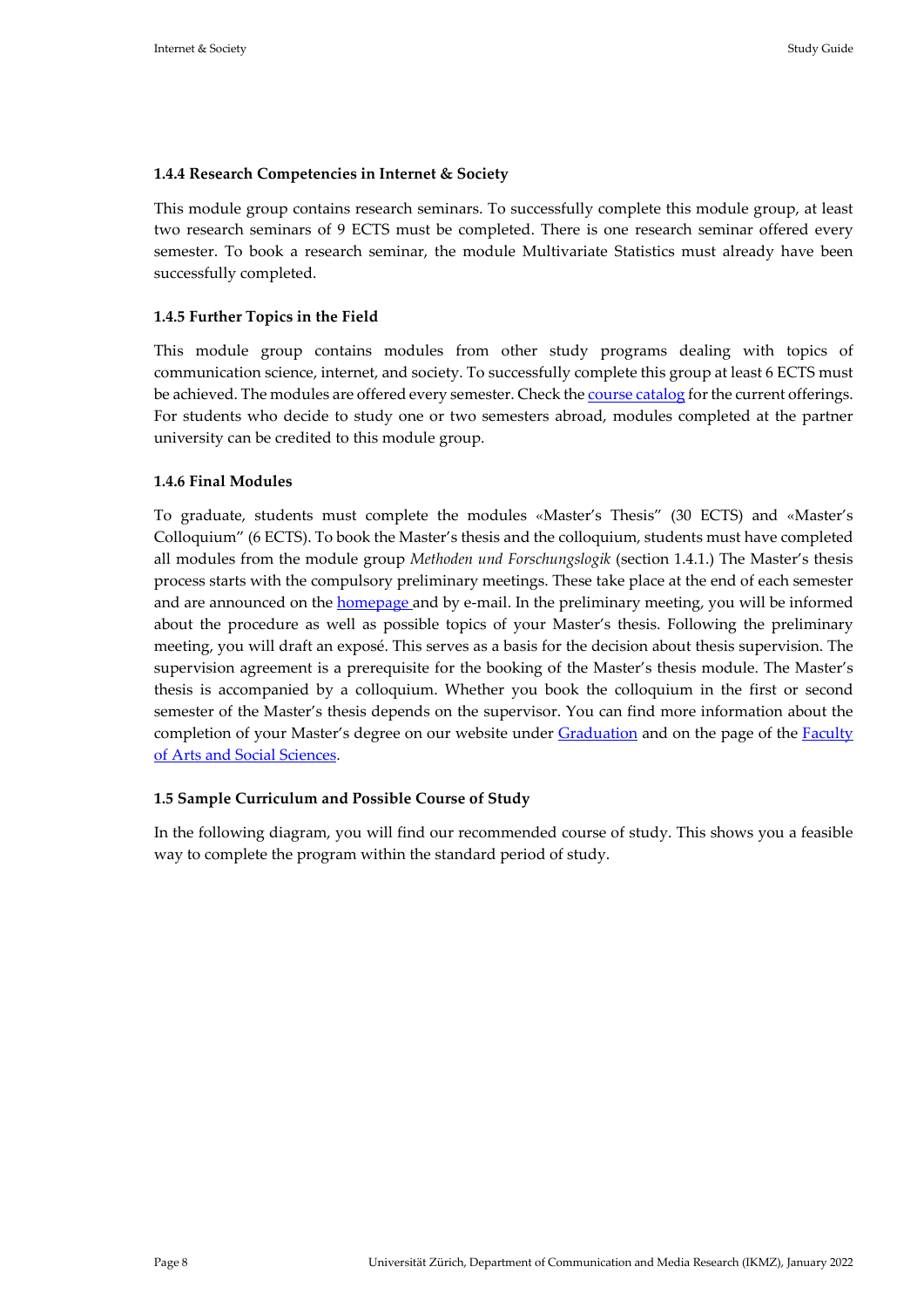### 1.4.4 Research Competencies in Internet & Society

This module group contains research seminars. To successfully complete this module group, at least two research seminars of 9 ECTS must be completed. There is one research seminar offered every semester. To book a research seminar, the module Multivariate Statistics must already have been successfully completed.

### 1.4.5 Further Topics in the Field

This module group contains modules from other study programs dealing with topics of communication science, internet, and society. To successfully complete this group at least 6 ECTS must be achieved. The modules are offered every semester. Check the course catalog for the current offerings. For students who decide to study one or two semesters abroad, modules completed at the partner university can be credited to this module group.

### 1.4.6 Final Modules

To graduate, students must complete the modules «Master's Thesis" (30 ECTS) and «Master's Colloquium" (6 ECTS). To book the Master's thesis and the colloquium, students must have completed all modules from the module group *Methoden und Forschungslogik* (section 1.4.1.) The Master's thesis process starts with the compulsory preliminary meetings. These take place at the end of each semester and are announced on the homepage and by e-mail. In the preliminary meeting, you will be informed about the procedure as well as possible topics of your Master's thesis. Following the preliminary meeting, you will draft an exposé. This serves as a basis for the decision about thesis supervision. The supervision agreement is a prerequisite for the booking of the Master's thesis module. The Master's thesis is accompanied by a colloquium. Whether you book the colloquium in the first or second semester of the Master's thesis depends on the supervisor. You can find more information about the completion of your Master's degree on our website under Graduation and on the page of the Faculty of Arts and Social Sciences.

## 1.5 Sample Curriculum and Possible Course of Study

In the following diagram, you will find our recommended course of study. This shows you a feasible way to complete the program within the standard period of study.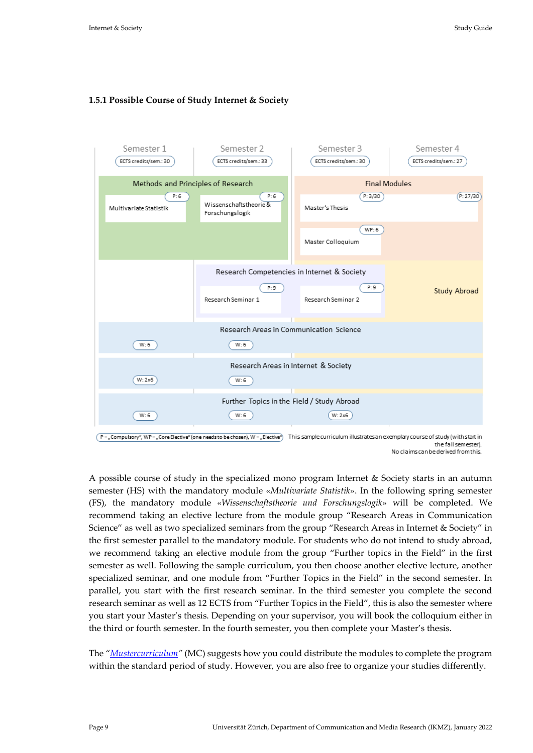### 1.5.1 Possible Course of Study Internet & Society

| | Semester 1 (ECTS credits/sem.: 30) | Semester 2 (ECTS credits/sem.: 33) | Semester 3 (ECTS credits/sem.: 30) | Semester 4 (ECTS credits/sem.: 27) |
|---|---|---|---|---|
| Methods and Principles of Research | Multivariate Statistik (P: 6) | Wissenschaftstheorie & Forschungslogik (P: 6) | | |
| Final Modules | | | Master's Thesis (P: 3/30); Master Colloquium (WP: 6) | Master's Thesis (P: 27/30) |
| Research Competencies in Internet & Society | | Research Seminar 1 (P: 9) | Research Seminar 2 (P: 9) | |
| Study Abroad | | | | Study Abroad |
| Research Areas in Communication Science | W: 6 | W: 6 | | |
| Research Areas in Internet & Society | W: 2x6 | W: 6 | | |
| Further Topics in the Field / Study Abroad | W: 6 | W: 6 | W: 2x6 | |

P = „Compulsory", WP = „Core Elective" (one needs to be chosen), W = „Elective"

This sample curriculum illustrates an exemplary course of study (with start in the fall semester). No claims can be derived from this.

A possible course of study in the specialized mono program Internet & Society starts in an autumn semester (HS) with the mandatory module «*Multivariate Statistik*». In the following spring semester (FS), the mandatory module «*Wissenschaftstheorie und Forschungslogik*» will be completed. We recommend taking an elective lecture from the module group "Research Areas in Communication Science" as well as two specialized seminars from the group "Research Areas in Internet & Society" in the first semester parallel to the mandatory module. For students who do not intend to study abroad, we recommend taking an elective module from the group "Further topics in the Field" in the first semester as well. Following the sample curriculum, you then choose another elective lecture, another specialized seminar, and one module from "Further Topics in the Field" in the second semester. In parallel, you start with the first research seminar. In the third semester you complete the second research seminar as well as 12 ECTS from "Further Topics in the Field", this is also the semester where you start your Master's thesis. Depending on your supervisor, you will book the colloquium either in the third or fourth semester. In the fourth semester, you then complete your Master's thesis.

The "*Mustercurriculum*" (MC) suggests how you could distribute the modules to complete the program within the standard period of study. However, you are also free to organize your studies differently.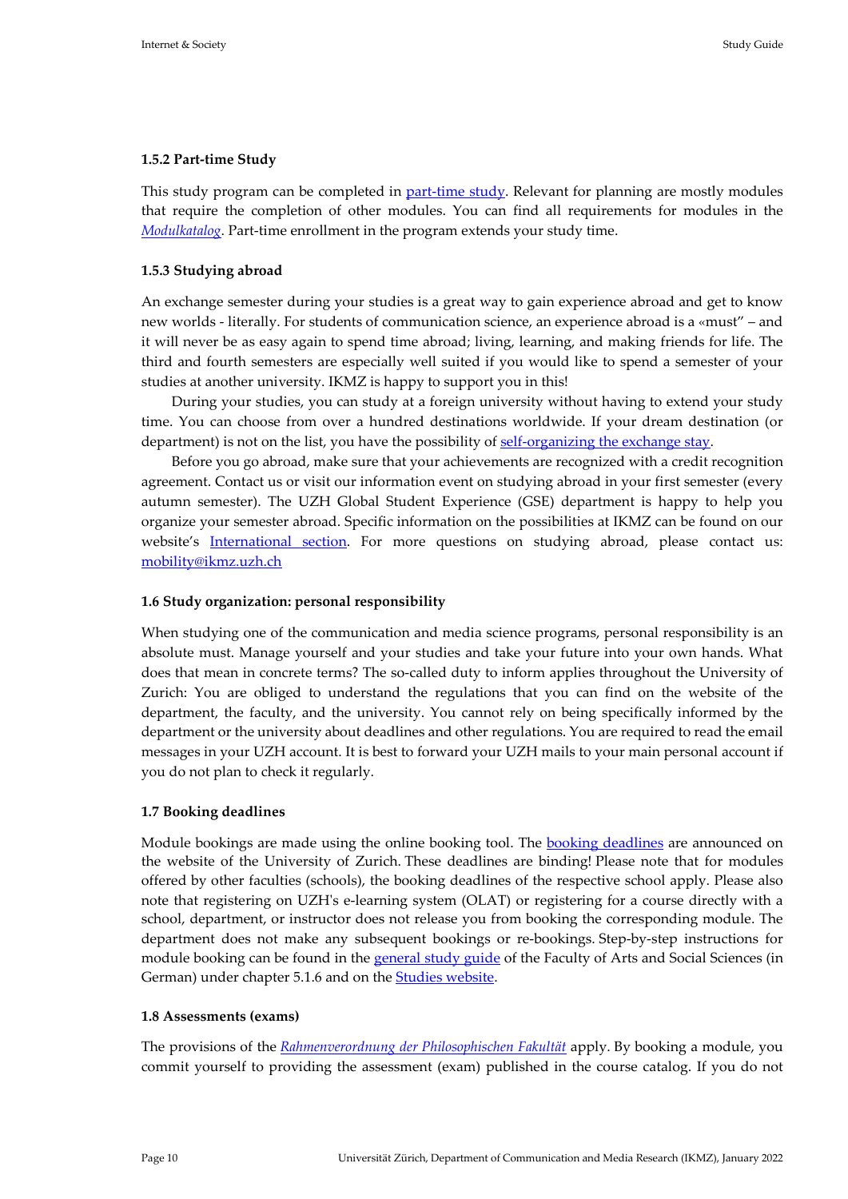### 1.5.2 Part-time Study

This study program can be completed in part-time study. Relevant for planning are mostly modules that require the completion of other modules. You can find all requirements for modules in the *Modulkatalog*. Part-time enrollment in the program extends your study time.

### 1.5.3 Studying abroad

An exchange semester during your studies is a great way to gain experience abroad and get to know new worlds - literally. For students of communication science, an experience abroad is a «must" – and it will never be as easy again to spend time abroad; living, learning, and making friends for life. The third and fourth semesters are especially well suited if you would like to spend a semester of your studies at another university. IKMZ is happy to support you in this!

During your studies, you can study at a foreign university without having to extend your study time. You can choose from over a hundred destinations worldwide. If your dream destination (or department) is not on the list, you have the possibility of self-organizing the exchange stay.

Before you go abroad, make sure that your achievements are recognized with a credit recognition agreement. Contact us or visit our information event on studying abroad in your first semester (every autumn semester). The UZH Global Student Experience (GSE) department is happy to help you organize your semester abroad. Specific information on the possibilities at IKMZ can be found on our website's International section. For more questions on studying abroad, please contact us: mobility@ikmz.uzh.ch

### 1.6 Study organization: personal responsibility

When studying one of the communication and media science programs, personal responsibility is an absolute must. Manage yourself and your studies and take your future into your own hands. What does that mean in concrete terms? The so-called duty to inform applies throughout the University of Zurich: You are obliged to understand the regulations that you can find on the website of the department, the faculty, and the university. You cannot rely on being specifically informed by the department or the university about deadlines and other regulations. You are required to read the email messages in your UZH account. It is best to forward your UZH mails to your main personal account if you do not plan to check it regularly.

### 1.7 Booking deadlines

Module bookings are made using the online booking tool. The booking deadlines are announced on the website of the University of Zurich. These deadlines are binding! Please note that for modules offered by other faculties (schools), the booking deadlines of the respective school apply. Please also note that registering on UZH's e-learning system (OLAT) or registering for a course directly with a school, department, or instructor does not release you from booking the corresponding module. The department does not make any subsequent bookings or re-bookings. Step-by-step instructions for module booking can be found in the general study guide of the Faculty of Arts and Social Sciences (in German) under chapter 5.1.6 and on the Studies website.

### 1.8 Assessments (exams)

The provisions of the *Rahmenverordnung der Philosophischen Fakultät* apply. By booking a module, you commit yourself to providing the assessment (exam) published in the course catalog. If you do not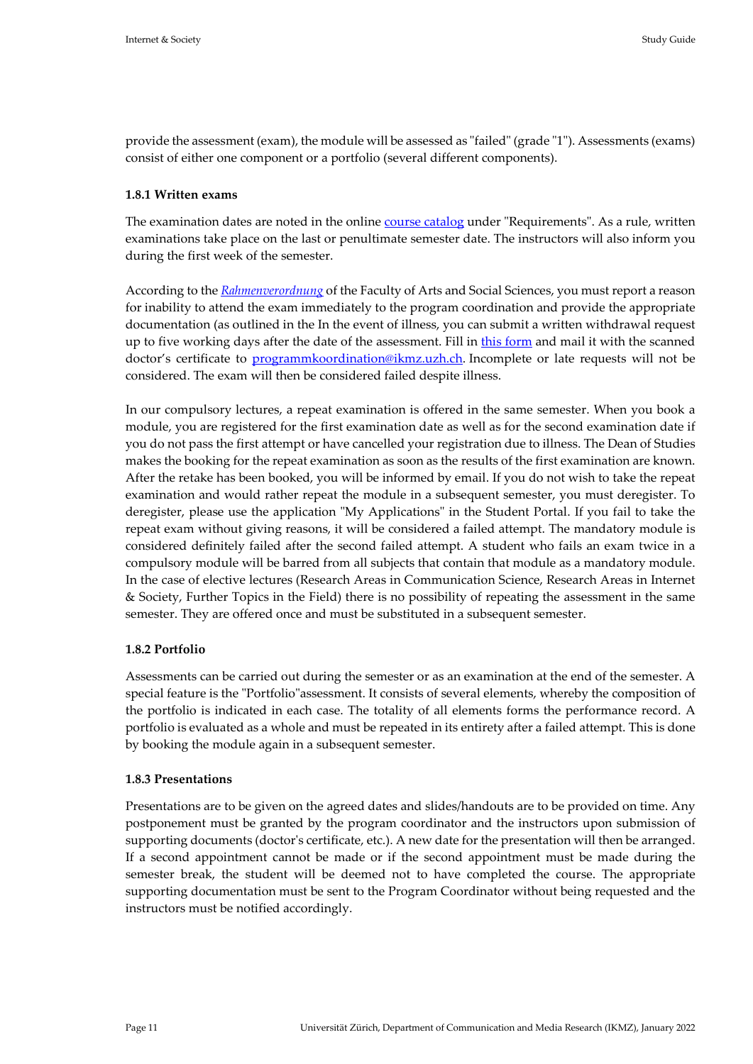provide the assessment (exam), the module will be assessed as "failed" (grade "1"). Assessments (exams) consist of either one component or a portfolio (several different components).

#### 1.8.1 Written exams

The examination dates are noted in the online course catalog under "Requirements". As a rule, written examinations take place on the last or penultimate semester date. The instructors will also inform you during the first week of the semester.

According to the *Rahmenverordnung* of the Faculty of Arts and Social Sciences, you must report a reason for inability to attend the exam immediately to the program coordination and provide the appropriate documentation (as outlined in the In the event of illness, you can submit a written withdrawal request up to five working days after the date of the assessment. Fill in this form and mail it with the scanned doctor's certificate to programmkoordination@ikmz.uzh.ch. Incomplete or late requests will not be considered. The exam will then be considered failed despite illness.

In our compulsory lectures, a repeat examination is offered in the same semester. When you book a module, you are registered for the first examination date as well as for the second examination date if you do not pass the first attempt or have cancelled your registration due to illness. The Dean of Studies makes the booking for the repeat examination as soon as the results of the first examination are known. After the retake has been booked, you will be informed by email. If you do not wish to take the repeat examination and would rather repeat the module in a subsequent semester, you must deregister. To deregister, please use the application "My Applications" in the Student Portal. If you fail to take the repeat exam without giving reasons, it will be considered a failed attempt. The mandatory module is considered definitely failed after the second failed attempt. A student who fails an exam twice in a compulsory module will be barred from all subjects that contain that module as a mandatory module. In the case of elective lectures (Research Areas in Communication Science, Research Areas in Internet & Society, Further Topics in the Field) there is no possibility of repeating the assessment in the same semester. They are offered once and must be substituted in a subsequent semester.

#### 1.8.2 Portfolio

Assessments can be carried out during the semester or as an examination at the end of the semester. A special feature is the "Portfolio"assessment. It consists of several elements, whereby the composition of the portfolio is indicated in each case. The totality of all elements forms the performance record. A portfolio is evaluated as a whole and must be repeated in its entirety after a failed attempt. This is done by booking the module again in a subsequent semester.

#### 1.8.3 Presentations

Presentations are to be given on the agreed dates and slides/handouts are to be provided on time. Any postponement must be granted by the program coordinator and the instructors upon submission of supporting documents (doctor's certificate, etc.). A new date for the presentation will then be arranged. If a second appointment cannot be made or if the second appointment must be made during the semester break, the student will be deemed not to have completed the course. The appropriate supporting documentation must be sent to the Program Coordinator without being requested and the instructors must be notified accordingly.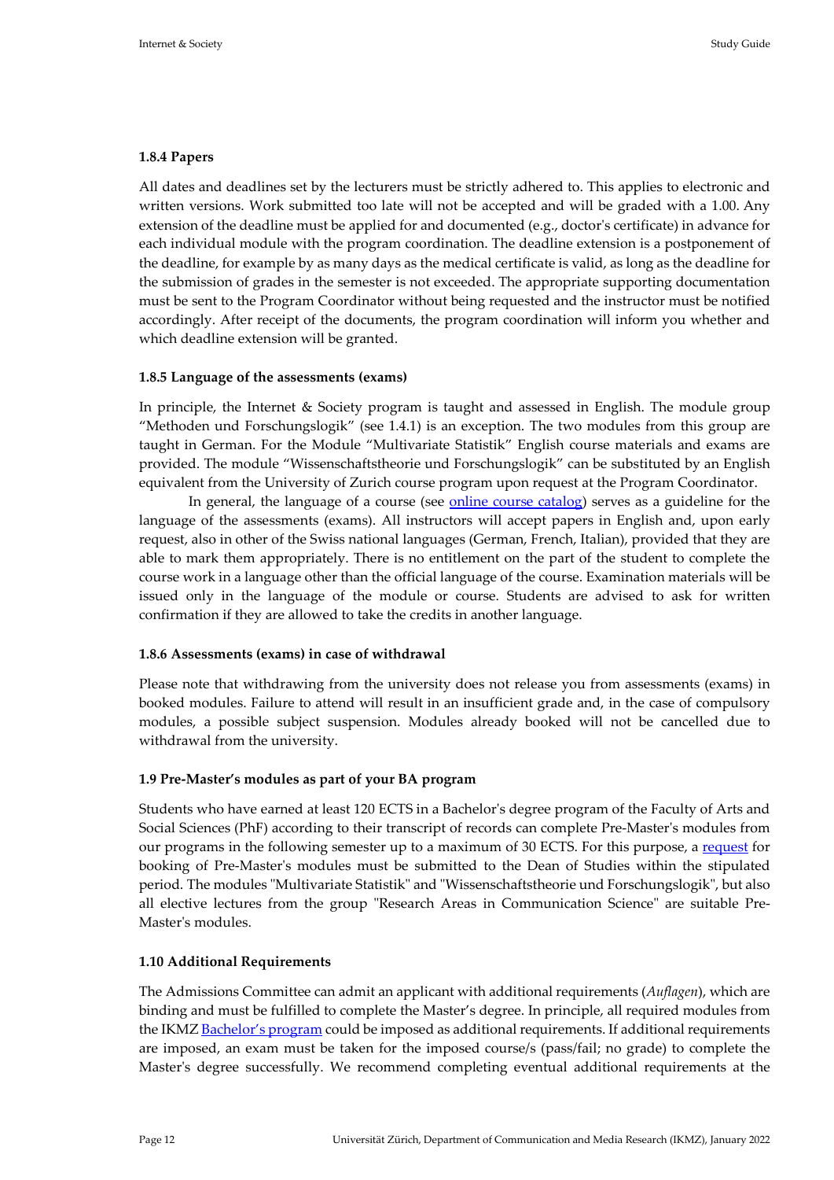### 1.8.4 Papers

All dates and deadlines set by the lecturers must be strictly adhered to. This applies to electronic and written versions. Work submitted too late will not be accepted and will be graded with a 1.00. Any extension of the deadline must be applied for and documented (e.g., doctor's certificate) in advance for each individual module with the program coordination. The deadline extension is a postponement of the deadline, for example by as many days as the medical certificate is valid, as long as the deadline for the submission of grades in the semester is not exceeded. The appropriate supporting documentation must be sent to the Program Coordinator without being requested and the instructor must be notified accordingly. After receipt of the documents, the program coordination will inform you whether and which deadline extension will be granted.

### 1.8.5 Language of the assessments (exams)

In principle, the Internet & Society program is taught and assessed in English. The module group "Methoden und Forschungslogik" (see 1.4.1) is an exception. The two modules from this group are taught in German. For the Module "Multivariate Statistik" English course materials and exams are provided. The module "Wissenschaftstheorie und Forschungslogik" can be substituted by an English equivalent from the University of Zurich course program upon request at the Program Coordinator.

In general, the language of a course (see online course catalog) serves as a guideline for the language of the assessments (exams). All instructors will accept papers in English and, upon early request, also in other of the Swiss national languages (German, French, Italian), provided that they are able to mark them appropriately. There is no entitlement on the part of the student to complete the course work in a language other than the official language of the course. Examination materials will be issued only in the language of the module or course. Students are advised to ask for written confirmation if they are allowed to take the credits in another language.

### 1.8.6 Assessments (exams) in case of withdrawal

Please note that withdrawing from the university does not release you from assessments (exams) in booked modules. Failure to attend will result in an insufficient grade and, in the case of compulsory modules, a possible subject suspension. Modules already booked will not be cancelled due to withdrawal from the university.

## 1.9 Pre-Master's modules as part of your BA program

Students who have earned at least 120 ECTS in a Bachelor's degree program of the Faculty of Arts and Social Sciences (PhF) according to their transcript of records can complete Pre-Master's modules from our programs in the following semester up to a maximum of 30 ECTS. For this purpose, a request for booking of Pre-Master's modules must be submitted to the Dean of Studies within the stipulated period. The modules "Multivariate Statistik" and "Wissenschaftstheorie und Forschungslogik", but also all elective lectures from the group "Research Areas in Communication Science" are suitable Pre-Master's modules.

## 1.10 Additional Requirements

The Admissions Committee can admit an applicant with additional requirements (*Auflagen*), which are binding and must be fulfilled to complete the Master's degree. In principle, all required modules from the IKMZ Bachelor's program could be imposed as additional requirements. If additional requirements are imposed, an exam must be taken for the imposed course/s (pass/fail; no grade) to complete the Master's degree successfully. We recommend completing eventual additional requirements at the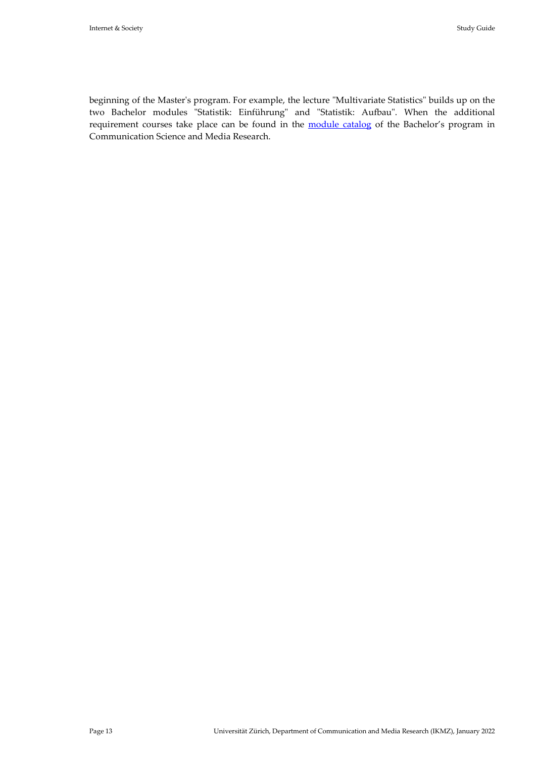beginning of the Master's program. For example, the lecture "Multivariate Statistics" builds up on the two Bachelor modules "Statistik: Einführung" and "Statistik: Aufbau". When the additional requirement courses take place can be found in the module catalog of the Bachelor's program in Communication Science and Media Research.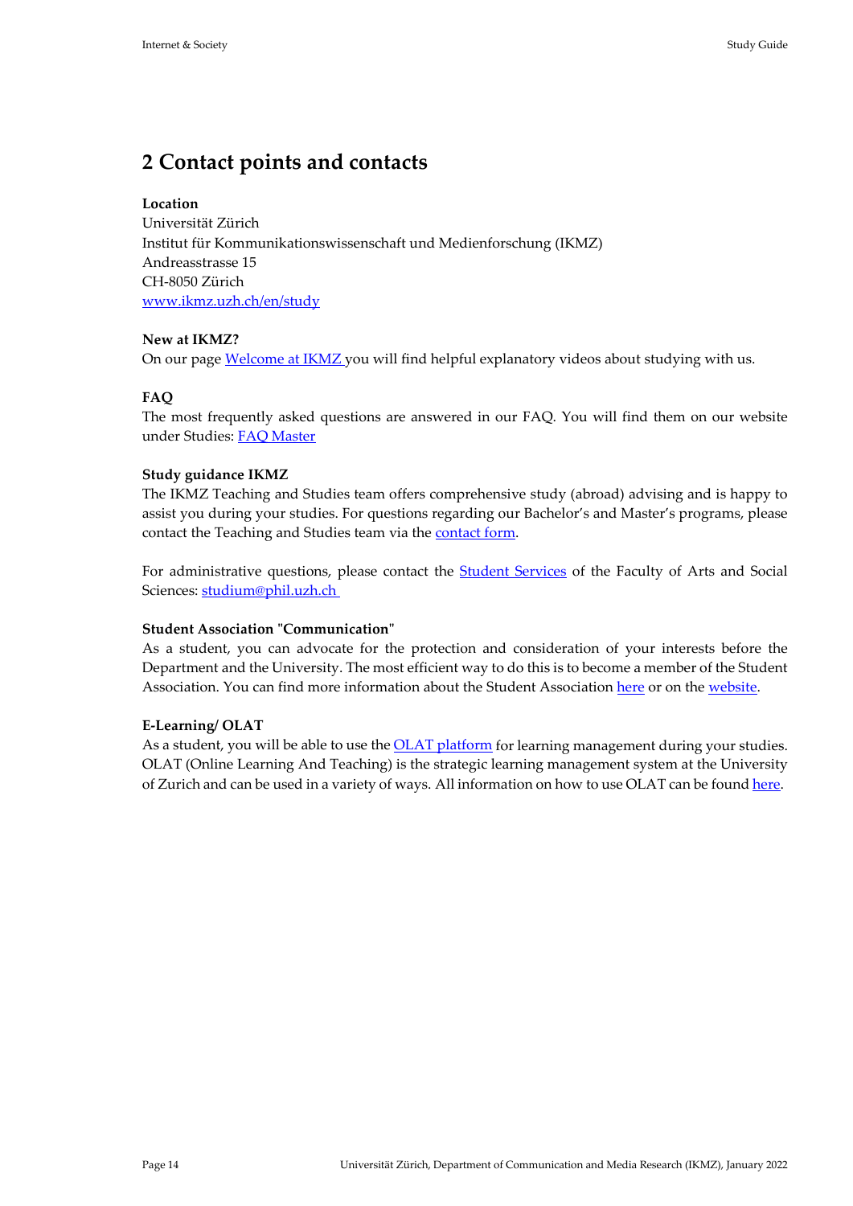## 2 Contact points and contacts

**Location**
Universität Zürich
Institut für Kommunikationswissenschaft und Medienforschung (IKMZ)
Andreasstrasse 15
CH-8050 Zürich
www.ikmz.uzh.ch/en/study

**New at IKMZ?**
On our page Welcome at IKMZ you will find helpful explanatory videos about studying with us.

**FAQ**
The most frequently asked questions are answered in our FAQ. You will find them on our website under Studies: FAQ Master

**Study guidance IKMZ**
The IKMZ Teaching and Studies team offers comprehensive study (abroad) advising and is happy to assist you during your studies. For questions regarding our Bachelor's and Master's programs, please contact the Teaching and Studies team via the contact form.

For administrative questions, please contact the Student Services of the Faculty of Arts and Social Sciences: studium@phil.uzh.ch

**Student Association "Communication"**
As a student, you can advocate for the protection and consideration of your interests before the Department and the University. The most efficient way to do this is to become a member of the Student Association. You can find more information about the Student Association here or on the website.

**E-Learning/ OLAT**
As a student, you will be able to use the OLAT platform for learning management during your studies. OLAT (Online Learning And Teaching) is the strategic learning management system at the University of Zurich and can be used in a variety of ways. All information on how to use OLAT can be found here.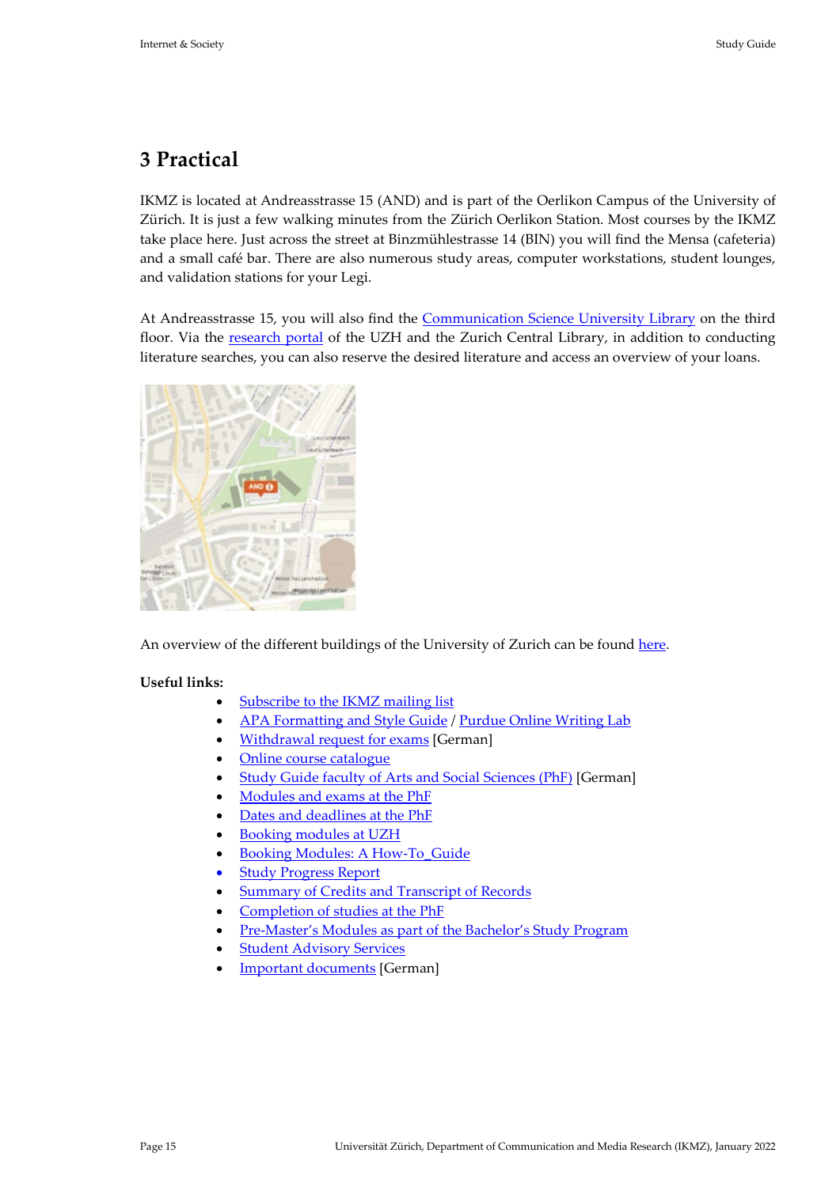# 3 Practical

IKMZ is located at Andreasstrasse 15 (AND) and is part of the Oerlikon Campus of the University of Zürich. It is just a few walking minutes from the Zürich Oerlikon Station. Most courses by the IKMZ take place here. Just across the street at Binzmühlestrasse 14 (BIN) you will find the Mensa (cafeteria) and a small café bar. There are also numerous study areas, computer workstations, student lounges, and validation stations for your Legi.

At Andreasstrasse 15, you will also find the Communication Science University Library on the third floor. Via the research portal of the UZH and the Zurich Central Library, in addition to conducting literature searches, you can also reserve the desired literature and access an overview of your loans.

An overview of the different buildings of the University of Zurich can be found here.

**Useful links:**

- Subscribe to the IKMZ mailing list
- APA Formatting and Style Guide / Purdue Online Writing Lab
- Withdrawal request for exams [German]
- Online course catalogue
- Study Guide faculty of Arts and Social Sciences (PhF) [German]
- Modules and exams at the PhF
- Dates and deadlines at the PhF
- Booking modules at UZH
- Booking Modules: A How-To_Guide
- Study Progress Report
- Summary of Credits and Transcript of Records
- Completion of studies at the PhF
- Pre-Master's Modules as part of the Bachelor's Study Program
- Student Advisory Services
- Important documents [German]